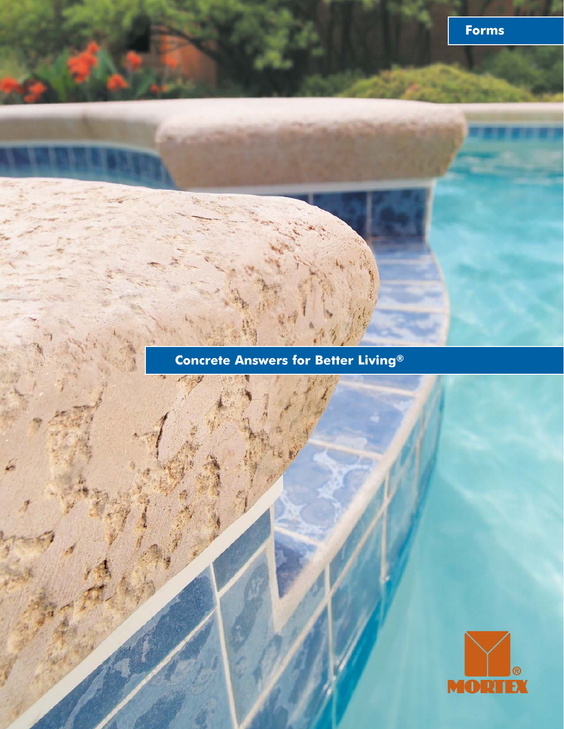Forms

# Concrete Answers for Better Living®

MORTEX®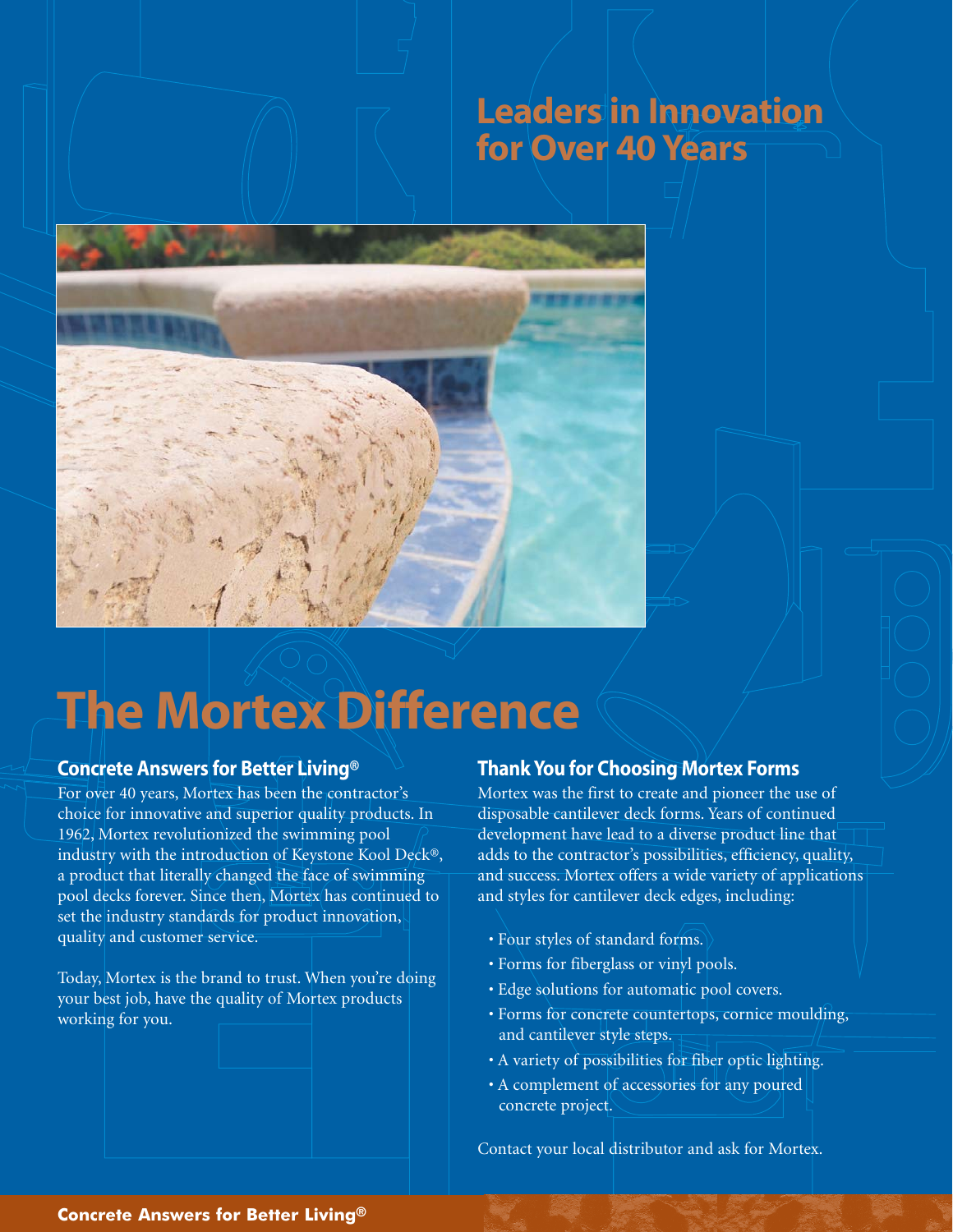## Leaders in Innovation for Over 40 Years

# The Mortex Difference

### Concrete Answers for Better Living®

For over 40 years, Mortex has been the contractor's choice for innovative and superior quality products. In 1962, Mortex revolutionized the swimming pool industry with the introduction of Keystone Kool Deck®, a product that literally changed the face of swimming pool decks forever. Since then, Mortex has continued to set the industry standards for product innovation, quality and customer service.

Today, Mortex is the brand to trust. When you're doing your best job, have the quality of Mortex products working for you.

### Thank You for Choosing Mortex Forms

Mortex was the first to create and pioneer the use of disposable cantilever deck forms. Years of continued development have lead to a diverse product line that adds to the contractor's possibilities, efficiency, quality, and success. Mortex offers a wide variety of applications and styles for cantilever deck edges, including:

- Four styles of standard forms.
- Forms for fiberglass or vinyl pools.
- Edge solutions for automatic pool covers.
- Forms for concrete countertops, cornice moulding, and cantilever style steps.
- A variety of possibilities for fiber optic lighting.
- A complement of accessories for any poured concrete project.

Contact your local distributor and ask for Mortex.

**Concrete Answers for Better Living®**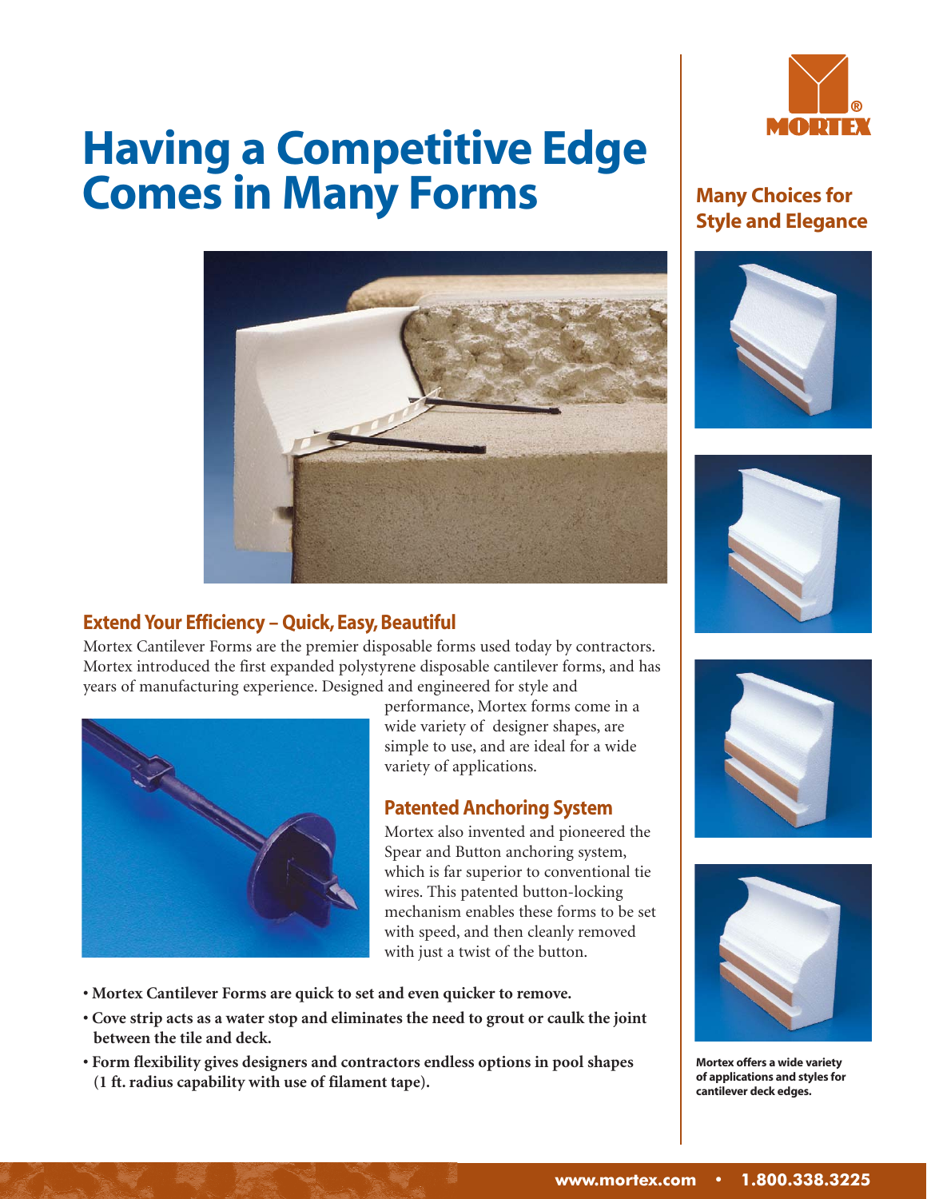# Having a Competitive Edge Comes in Many Forms

## Many Choices for Style and Elegance

## Extend Your Efficiency – Quick, Easy, Beautiful

Mortex Cantilever Forms are the premier disposable forms used today by contractors. Mortex introduced the first expanded polystyrene disposable cantilever forms, and has years of manufacturing experience. Designed and engineered for style and performance, Mortex forms come in a wide variety of designer shapes, are simple to use, and are ideal for a wide variety of applications.

## Patented Anchoring System

Mortex also invented and pioneered the Spear and Button anchoring system, which is far superior to conventional tie wires. This patented button-locking mechanism enables these forms to be set with speed, and then cleanly removed with just a twist of the button.

- **Mortex Cantilever Forms are quick to set and even quicker to remove.**
- **Cove strip acts as a water stop and eliminates the need to grout or caulk the joint between the tile and deck.**
- **Form flexibility gives designers and contractors endless options in pool shapes (1 ft. radius capability with use of filament tape).**

**Mortex offers a wide variety of applications and styles for cantilever deck edges.**

www.mortex.com • 1.800.338.3225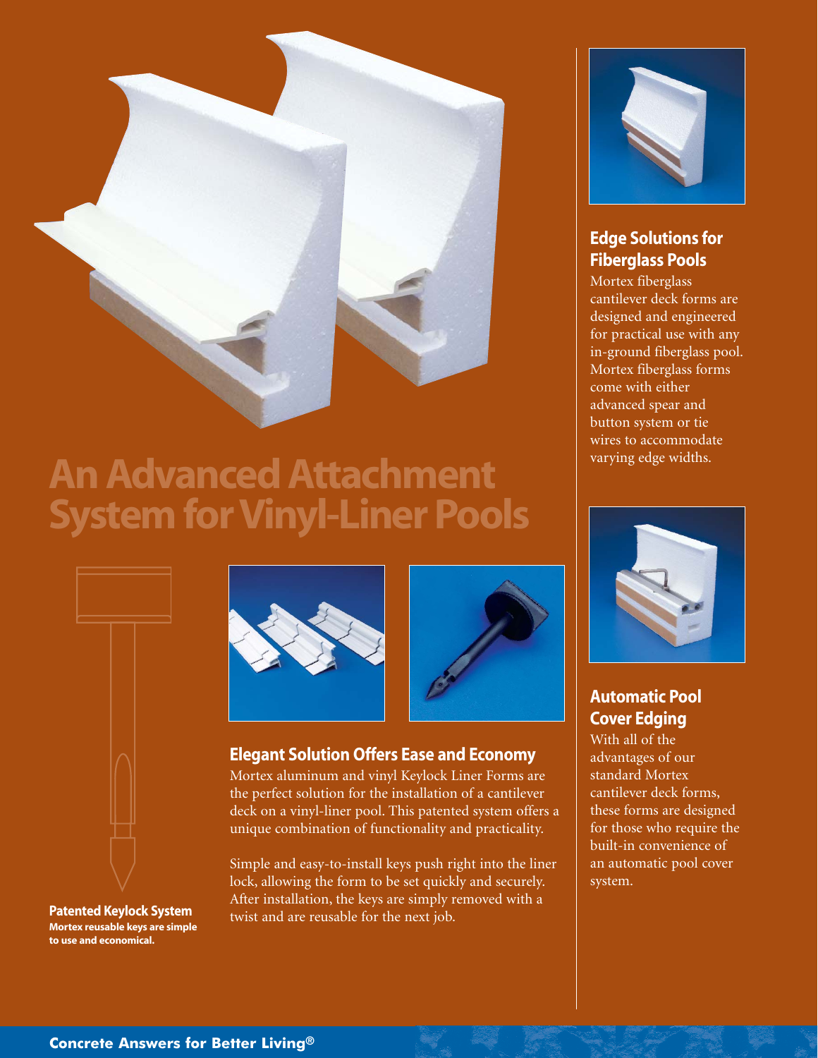# An Advanced Attachment System for Vinyl-Liner Pools

**Patented Keylock System**
**Mortex reusable keys are simple to use and economical.**

## Elegant Solution Offers Ease and Economy

Mortex aluminum and vinyl Keylock Liner Forms are the perfect solution for the installation of a cantilever deck on a vinyl-liner pool. This patented system offers a unique combination of functionality and practicality.

Simple and easy-to-install keys push right into the liner lock, allowing the form to be set quickly and securely. After installation, the keys are simply removed with a twist and are reusable for the next job.

## Edge Solutions for Fiberglass Pools

Mortex fiberglass cantilever deck forms are designed and engineered for practical use with any in-ground fiberglass pool. Mortex fiberglass forms come with either advanced spear and button system or tie wires to accommodate varying edge widths.

## Automatic Pool Cover Edging

With all of the advantages of our standard Mortex cantilever deck forms, these forms are designed for those who require the built-in convenience of an automatic pool cover system.

**Concrete Answers for Better Living®**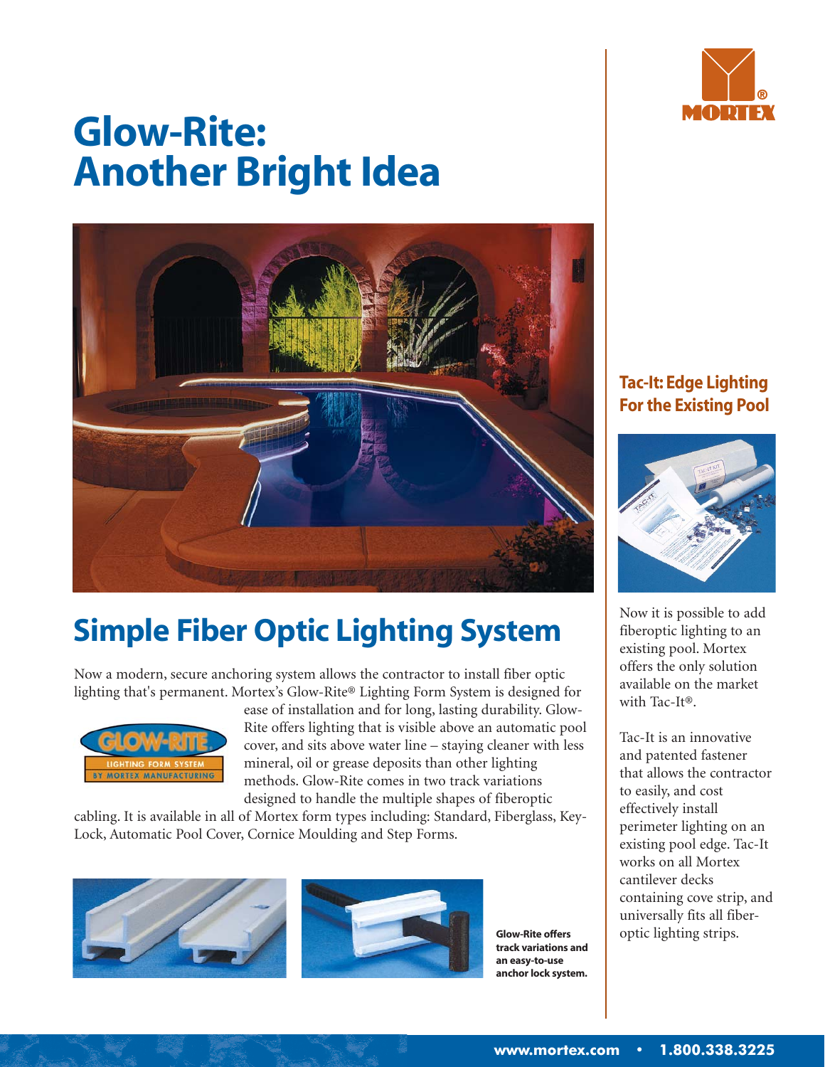# Glow-Rite: Another Bright Idea

## Simple Fiber Optic Lighting System

Now a modern, secure anchoring system allows the contractor to install fiber optic lighting that's permanent. Mortex's Glow-Rite® Lighting Form System is designed for ease of installation and for long, lasting durability. Glow-Rite offers lighting that is visible above an automatic pool cover, and sits above water line – staying cleaner with less mineral, oil or grease deposits than other lighting methods. Glow-Rite comes in two track variations designed to handle the multiple shapes of fiberoptic cabling. It is available in all of Mortex form types including: Standard, Fiberglass, Key-Lock, Automatic Pool Cover, Cornice Moulding and Step Forms.

**Glow-Rite offers track variations and an easy-to-use anchor lock system.**

## Tac-It: Edge Lighting For the Existing Pool

Now it is possible to add fiberoptic lighting to an existing pool. Mortex offers the only solution available on the market with Tac-It®.

Tac-It is an innovative and patented fastener that allows the contractor to easily, and cost effectively install perimeter lighting on an existing pool edge. Tac-It works on all Mortex cantilever decks containing cove strip, and universally fits all fiber-optic lighting strips.

www.mortex.com • 1.800.338.3225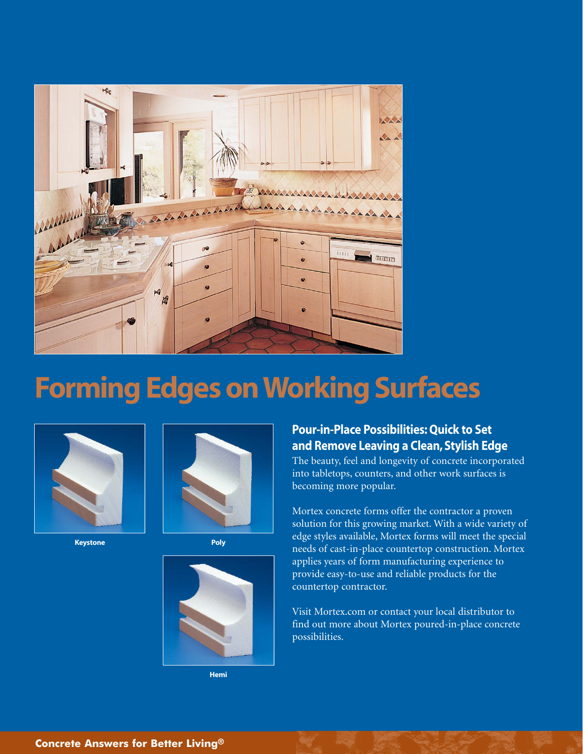# Forming Edges on Working Surfaces

Keystone

Poly

Hemi

## Pour-in-Place Possibilities: Quick to Set and Remove Leaving a Clean, Stylish Edge

The beauty, feel and longevity of concrete incorporated into tabletops, counters, and other work surfaces is becoming more popular.

Mortex concrete forms offer the contractor a proven solution for this growing market. With a wide variety of edge styles available, Mortex forms will meet the special needs of cast-in-place countertop construction. Mortex applies years of form manufacturing experience to provide easy-to-use and reliable products for the countertop contractor.

Visit Mortex.com or contact your local distributor to find out more about Mortex poured-in-place concrete possibilities.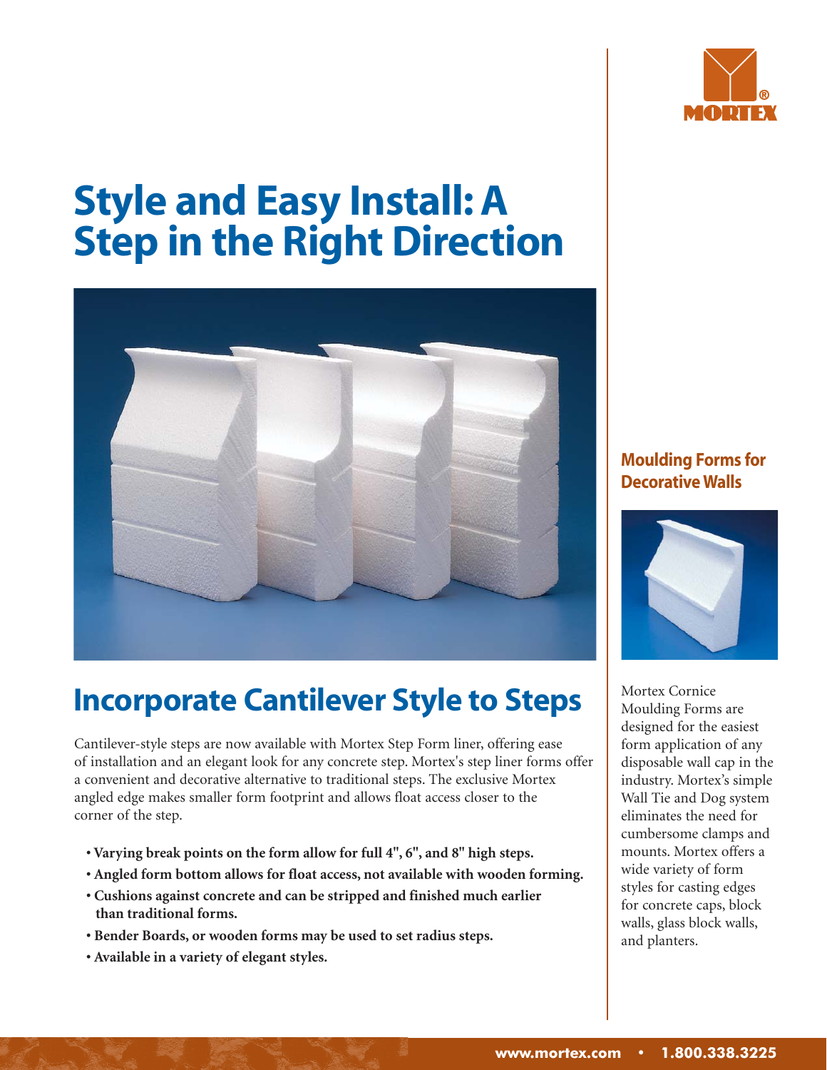# Style and Easy Install: A Step in the Right Direction

## Incorporate Cantilever Style to Steps

Cantilever-style steps are now available with Mortex Step Form liner, offering ease of installation and an elegant look for any concrete step. Mortex's step liner forms offer a convenient and decorative alternative to traditional steps. The exclusive Mortex angled edge makes smaller form footprint and allows float access closer to the corner of the step.

- **Varying break points on the form allow for full 4", 6", and 8" high steps.**
- **Angled form bottom allows for float access, not available with wooden forming.**
- **Cushions against concrete and can be stripped and finished much earlier than traditional forms.**
- **Bender Boards, or wooden forms may be used to set radius steps.**
- **Available in a variety of elegant styles.**

## Moulding Forms for Decorative Walls

Mortex Cornice Moulding Forms are designed for the easiest form application of any disposable wall cap in the industry. Mortex's simple Wall Tie and Dog system eliminates the need for cumbersome clamps and mounts. Mortex offers a wide variety of form styles for casting edges for concrete caps, block walls, glass block walls, and planters.

www.mortex.com • 1.800.338.3225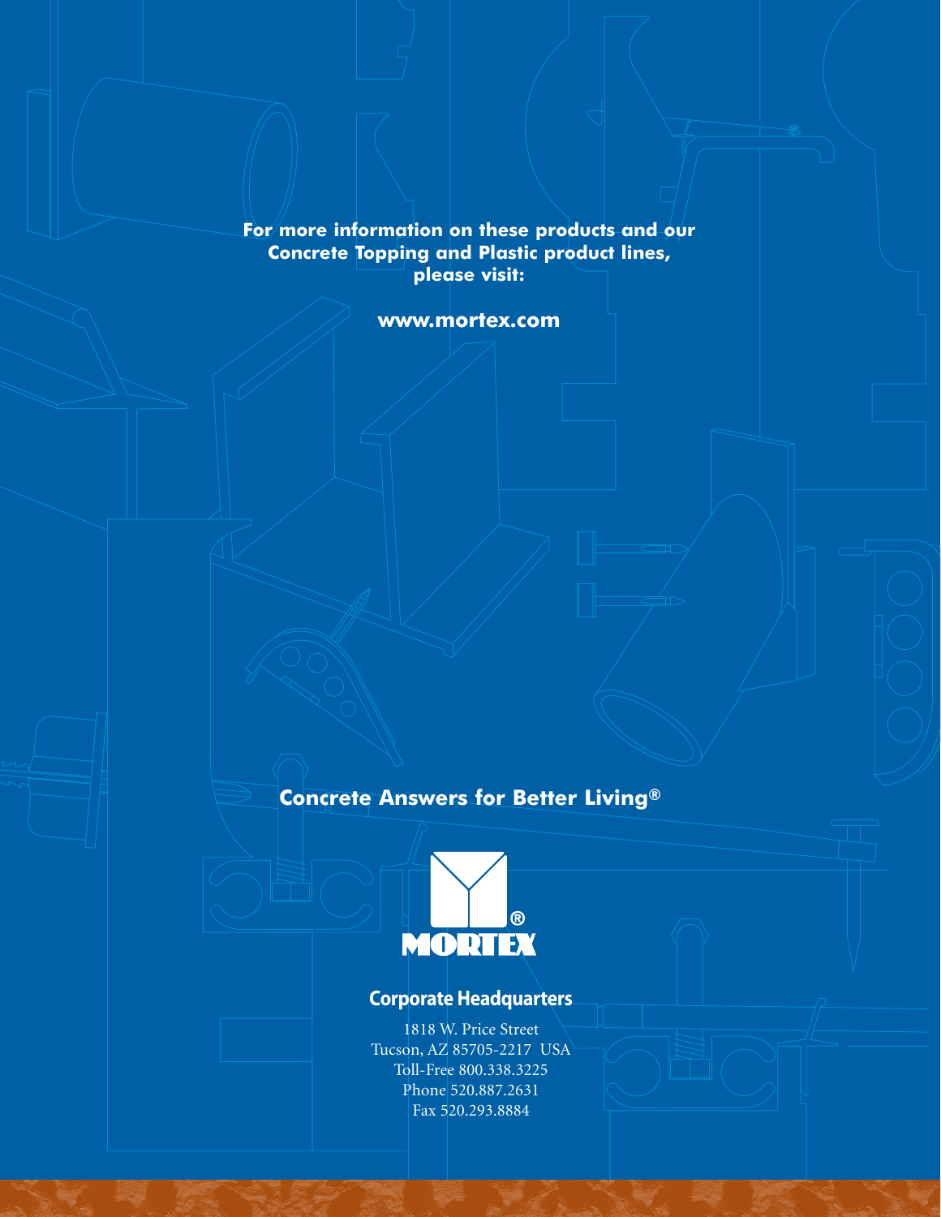**For more information on these products and our Concrete Topping and Plastic product lines, please visit:**

**www.mortex.com**

**Concrete Answers for Better Living®**

MORTEX®

## Corporate Headquarters

1818 W. Price Street
Tucson, AZ 85705-2217 USA
Toll-Free 800.338.3225
Phone 520.887.2631
Fax 520.293.8884